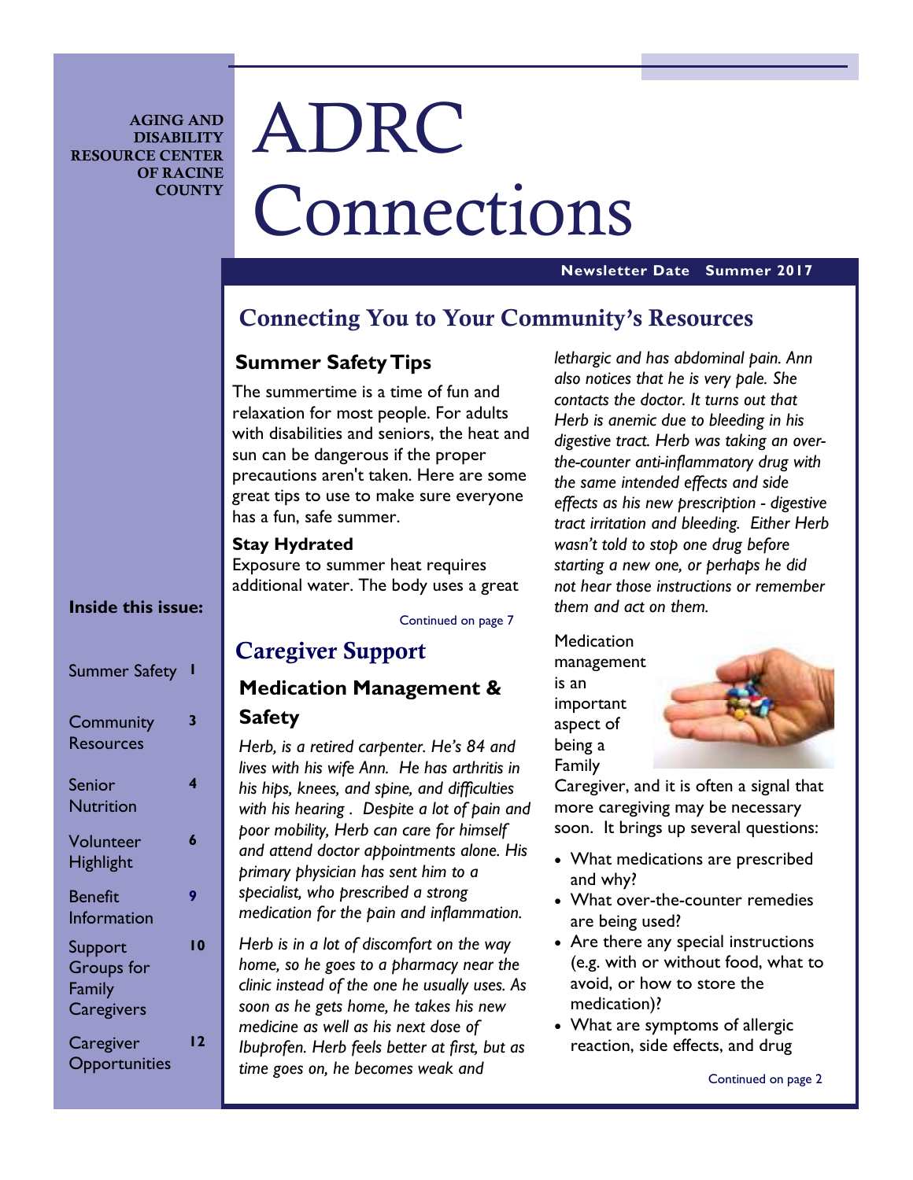AGING AND DISABILITY RESOURCE CENTER OF RACINE COUNTY

# ADRC Connections

**Newsletter Date Summer 2017**

## Connecting You to Your Community's Resources

### Summer Safety Tips

The summertime is a time of fun and relaxation for most people. For adults with disabilities and seniors, the heat and sun can be dangerous if the proper precautions aren't taken. Here are some great tips to use to make sure everyone has a fun, safe summer.

**Stay Hydrated**

Exposure to summer heat requires additional water. The body uses a great

Continued on page 7

## Caregiver Support

### Medication Management & Safety

*Herb, is a retired carpenter. He's 84 and lives with his wife Ann. He has arthritis in his hips, knees, and spine, and difficulties with his hearing . Despite a lot of pain and poor mobility, Herb can care for himself and attend doctor appointments alone. His primary physician has sent him to a specialist, who prescribed a strong medication for the pain and inflammation.*

*Herb is in a lot of discomfort on the way home, so he goes to a pharmacy near the clinic instead of the one he usually uses. As soon as he gets home, he takes his new medicine as well as his next dose of Ibuprofen. Herb feels better at first, but as time goes on, he becomes weak and lethargic and has abdominal pain. Ann also notices that he is very pale. She contacts the doctor. It turns out that Herb is anemic due to bleeding in his digestive tract. Herb was taking an over-the-counter anti-inflammatory drug with the same intended effects and side effects as his new prescription - digestive tract irritation and bleeding. Either Herb wasn't told to stop one drug before starting a new one, or perhaps he did not hear those instructions or remember them and act on them.*

Medication management is an important aspect of being a Family Caregiver, and it is often a signal that more caregiving may be necessary soon. It brings up several questions:

- What medications are prescribed and why?
- What over-the-counter remedies are being used?
- Are there any special instructions (e.g. with or without food, what to avoid, or how to store the medication)?
- What are symptoms of allergic reaction, side effects, and drug

Continued on page 2

**Inside this issue:**

| | |
|---|---|
| Summer Safety | 1 |
| Community Resources | 3 |
| Senior Nutrition | 4 |
| Volunteer Highlight | 6 |
| Benefit Information | 9 |
| Support Groups for Family Caregivers | 10 |
| Caregiver Opportunities | 12 |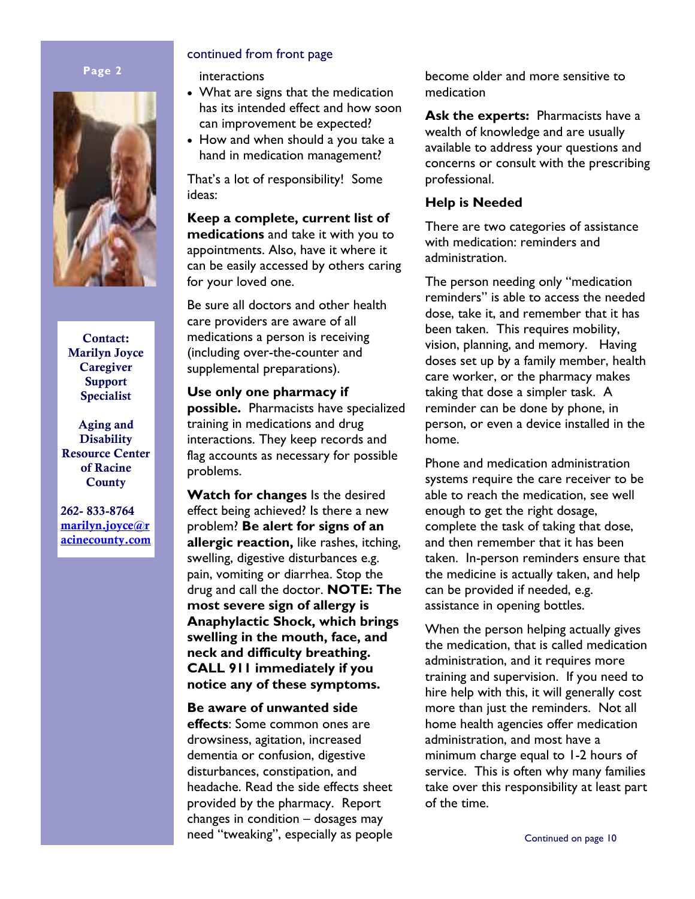**Contact:**
**Marilyn Joyce**
**Caregiver Support Specialist**

**Aging and Disability Resource Center of Racine County**

**262- 833-8764**
**marilyn.joyce@racinecounty.com**

continued from front page

interactions

- What are signs that the medication has its intended effect and how soon can improvement be expected?
- How and when should a you take a hand in medication management?

That's a lot of responsibility! Some ideas:

**Keep a complete, current list of medications** and take it with you to appointments. Also, have it where it can be easily accessed by others caring for your loved one.

Be sure all doctors and other health care providers are aware of all medications a person is receiving (including over-the-counter and supplemental preparations).

**Use only one pharmacy if possible.** Pharmacists have specialized training in medications and drug interactions. They keep records and flag accounts as necessary for possible problems.

**Watch for changes** Is the desired effect being achieved? Is there a new problem? **Be alert for signs of an allergic reaction,** like rashes, itching, swelling, digestive disturbances e.g. pain, vomiting or diarrhea. Stop the drug and call the doctor. **NOTE: The most severe sign of allergy is Anaphylactic Shock, which brings swelling in the mouth, face, and neck and difficulty breathing. CALL 911 immediately if you notice any of these symptoms.**

**Be aware of unwanted side effects**: Some common ones are drowsiness, agitation, increased dementia or confusion, digestive disturbances, constipation, and headache. Read the side effects sheet provided by the pharmacy. Report changes in condition – dosages may need "tweaking", especially as people become older and more sensitive to medication

**Ask the experts:** Pharmacists have a wealth of knowledge and are usually available to address your questions and concerns or consult with the prescribing professional.

### Help is Needed

There are two categories of assistance with medication: reminders and administration.

The person needing only "medication reminders" is able to access the needed dose, take it, and remember that it has been taken. This requires mobility, vision, planning, and memory. Having doses set up by a family member, health care worker, or the pharmacy makes taking that dose a simpler task. A reminder can be done by phone, in person, or even a device installed in the home.

Phone and medication administration systems require the care receiver to be able to reach the medication, see well enough to get the right dosage, complete the task of taking that dose, and then remember that it has been taken. In-person reminders ensure that the medicine is actually taken, and help can be provided if needed, e.g. assistance in opening bottles.

When the person helping actually gives the medication, that is called medication administration, and it requires more training and supervision. If you need to hire help with this, it will generally cost more than just the reminders. Not all home health agencies offer medication administration, and most have a minimum charge equal to 1-2 hours of service. This is often why many families take over this responsibility at least part of the time.

Continued on page 10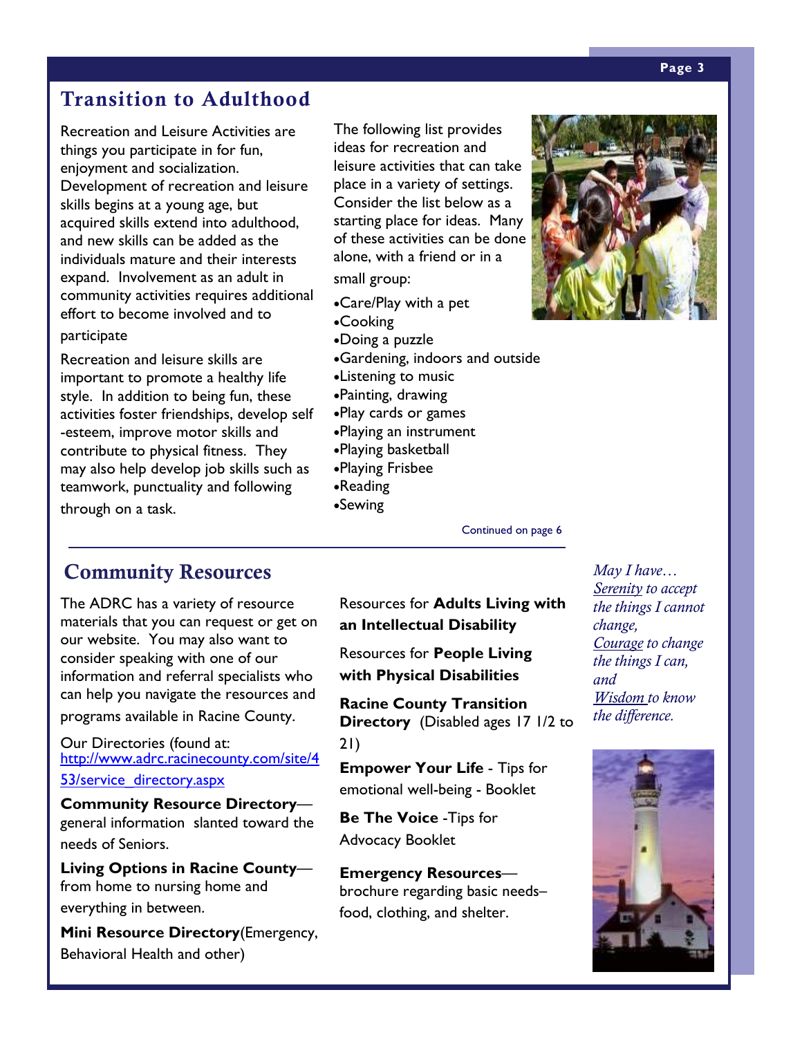## Transition to Adulthood

Recreation and Leisure Activities are things you participate in for fun, enjoyment and socialization. Development of recreation and leisure skills begins at a young age, but acquired skills extend into adulthood, and new skills can be added as the individuals mature and their interests expand. Involvement as an adult in community activities requires additional effort to become involved and to participate

Recreation and leisure skills are important to promote a healthy life style. In addition to being fun, these activities foster friendships, develop self-esteem, improve motor skills and contribute to physical fitness. They may also help develop job skills such as teamwork, punctuality and following through on a task.

The following list provides ideas for recreation and leisure activities that can take place in a variety of settings. Consider the list below as a starting place for ideas. Many of these activities can be done alone, with a friend or in a small group:

- Care/Play with a pet
- Cooking
- Doing a puzzle
- Gardening, indoors and outside
- Listening to music
- Painting, drawing
- Play cards or games
- Playing an instrument
- Playing basketball
- Playing Frisbee
- Reading
- Sewing

Continued on page 6

## Community Resources

The ADRC has a variety of resource materials that you can request or get on our website. You may also want to consider speaking with one of our information and referral specialists who can help you navigate the resources and programs available in Racine County.

Our Directories (found at: http://www.adrc.racinecounty.com/site/453/service_directory.aspx

**Community Resource Directory**—general information slanted toward the needs of Seniors.

**Living Options in Racine County**—from home to nursing home and everything in between.

**Mini Resource Directory**(Emergency, Behavioral Health and other)

Resources for **Adults Living with an Intellectual Disability**

Resources for **People Living with Physical Disabilities**

**Racine County Transition Directory** (Disabled ages 17 1/2 to 21)

**Empower Your Life** - Tips for emotional well-being - Booklet

**Be The Voice** -Tips for Advocacy Booklet

**Emergency Resources**—brochure regarding basic needs–food, clothing, and shelter.

*May I have…*
*Serenity to accept the things I cannot change,*
*Courage to change the things I can, and*
*Wisdom to know the difference.*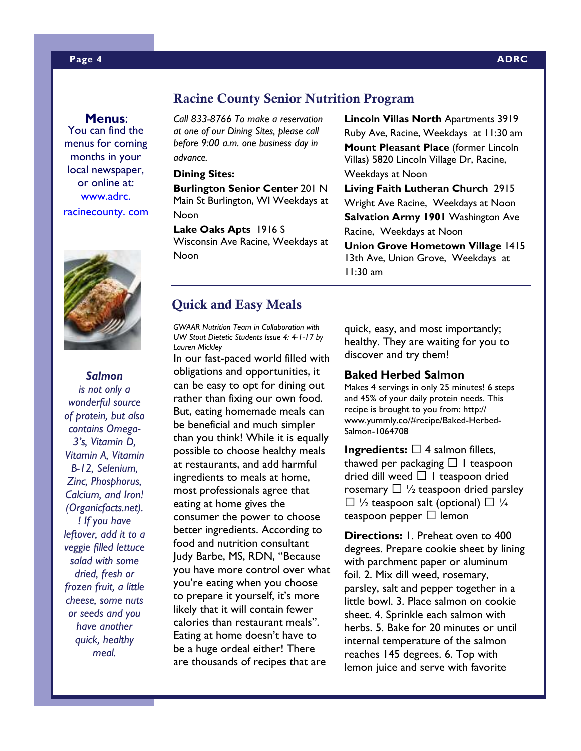**Menus**: You can find the menus for coming months in your local newspaper, or online at: www.adrc. racinecounty. com

***Salmon*** *is not only a wonderful source of protein, but also contains Omega-3's, Vitamin D, Vitamin A, Vitamin B-12, Selenium, Zinc, Phosphorus, Calcium, and Iron! (Organicfacts.net). ! If you have leftover, add it to a veggie filled lettuce salad with some dried, fresh or frozen fruit, a little cheese, some nuts or seeds and you have another quick, healthy meal.*

## Racine County Senior Nutrition Program

*Call 833-8766 To make a reservation at one of our Dining Sites, please call before 9:00 a.m. one business day in advance.*

**Dining Sites:**

**Burlington Senior Center** 201 N Main St Burlington, WI Weekdays at Noon

**Lake Oaks Apts** 1916 S Wisconsin Ave Racine, Weekdays at Noon

**Lincoln Villas North** Apartments 3919 Ruby Ave, Racine, Weekdays at 11:30 am

**Mount Pleasant Place** (former Lincoln Villas) 5820 Lincoln Village Dr, Racine, Weekdays at Noon

**Living Faith Lutheran Church** 2915 Wright Ave Racine, Weekdays at Noon

**Salvation Army 1901** Washington Ave Racine, Weekdays at Noon

**Union Grove Hometown Village** 1415 13th Ave, Union Grove, Weekdays at 11:30 am

## Quick and Easy Meals

*GWAAR Nutrition Team in Collaboration with UW Stout Dietetic Students Issue 4: 4-1-17 by Lauren Mickley*

In our fast-paced world filled with obligations and opportunities, it can be easy to opt for dining out rather than fixing our own food. But, eating homemade meals can be beneficial and much simpler than you think! While it is equally possible to choose healthy meals at restaurants, and add harmful ingredients to meals at home, most professionals agree that eating at home gives the consumer the power to choose better ingredients. According to food and nutrition consultant Judy Barbe, MS, RDN, "Because you have more control over what you're eating when you choose to prepare it yourself, it's more likely that it will contain fewer calories than restaurant meals". Eating at home doesn't have to be a huge ordeal either! There are thousands of recipes that are quick, easy, and most importantly; healthy. They are waiting for you to discover and try them!

### Baked Herbed Salmon

Makes 4 servings in only 25 minutes! 6 steps and 45% of your daily protein needs. This recipe is brought to you from: http://www.yummly.co/#recipe/Baked-Herbed-Salmon-1064708

**Ingredients:** ☐ 4 salmon fillets, thawed per packaging ☐ 1 teaspoon dried dill weed ☐ 1 teaspoon dried rosemary ☐ ½ teaspoon dried parsley ☐ ½ teaspoon salt (optional) ☐ ¼ teaspoon pepper ☐ lemon

**Directions:** 1. Preheat oven to 400 degrees. Prepare cookie sheet by lining with parchment paper or aluminum foil. 2. Mix dill weed, rosemary, parsley, salt and pepper together in a little bowl. 3. Place salmon on cookie sheet. 4. Sprinkle each salmon with herbs. 5. Bake for 20 minutes or until internal temperature of the salmon reaches 145 degrees. 6. Top with lemon juice and serve with favorite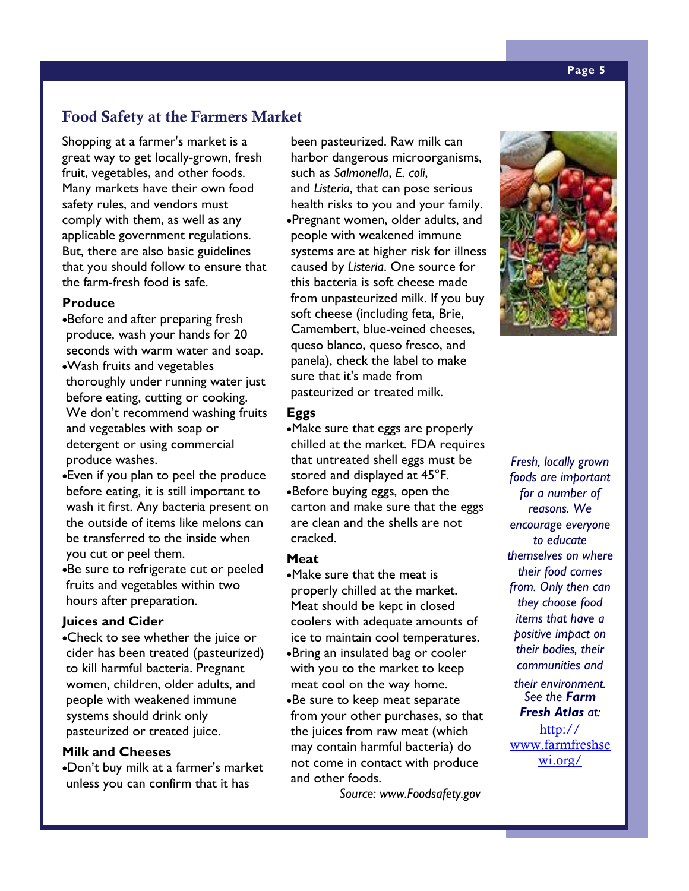## Food Safety at the Farmers Market

Shopping at a farmer's market is a great way to get locally-grown, fresh fruit, vegetables, and other foods. Many markets have their own food safety rules, and vendors must comply with them, as well as any applicable government regulations. But, there are also basic guidelines that you should follow to ensure that the farm-fresh food is safe.

### Produce

- Before and after preparing fresh produce, wash your hands for 20 seconds with warm water and soap.
- Wash fruits and vegetables thoroughly under running water just before eating, cutting or cooking. We don't recommend washing fruits and vegetables with soap or detergent or using commercial produce washes.
- Even if you plan to peel the produce before eating, it is still important to wash it first. Any bacteria present on the outside of items like melons can be transferred to the inside when you cut or peel them.
- Be sure to refrigerate cut or peeled fruits and vegetables within two hours after preparation.

### Juices and Cider

- Check to see whether the juice or cider has been treated (pasteurized) to kill harmful bacteria. Pregnant women, children, older adults, and people with weakened immune systems should drink only pasteurized or treated juice.

### Milk and Cheeses

- Don't buy milk at a farmer's market unless you can confirm that it has been pasteurized. Raw milk can harbor dangerous microorganisms, such as *Salmonella*, *E. coli*, and *Listeria*, that can pose serious health risks to you and your family.
- Pregnant women, older adults, and people with weakened immune systems are at higher risk for illness caused by *Listeria*. One source for this bacteria is soft cheese made from unpasteurized milk. If you buy soft cheese (including feta, Brie, Camembert, blue-veined cheeses, queso blanco, queso fresco, and panela), check the label to make sure that it's made from pasteurized or treated milk.

### Eggs

- Make sure that eggs are properly chilled at the market. FDA requires that untreated shell eggs must be stored and displayed at 45°F.
- Before buying eggs, open the carton and make sure that the eggs are clean and the shells are not cracked.

### Meat

- Make sure that the meat is properly chilled at the market. Meat should be kept in closed coolers with adequate amounts of ice to maintain cool temperatures.
- Bring an insulated bag or cooler with you to the market to keep meat cool on the way home.
- Be sure to keep meat separate from your other purchases, so that the juices from raw meat (which may contain harmful bacteria) do not come in contact with produce and other foods.

*Source: www.Foodsafety.gov*

*Fresh, locally grown foods are important for a number of reasons. We encourage everyone to educate themselves on where their food comes from. Only then can they choose food items that have a positive impact on their bodies, their communities and their environment. See the* ***Farm Fresh Atlas*** *at:* http://www.farmfreshsewi.org/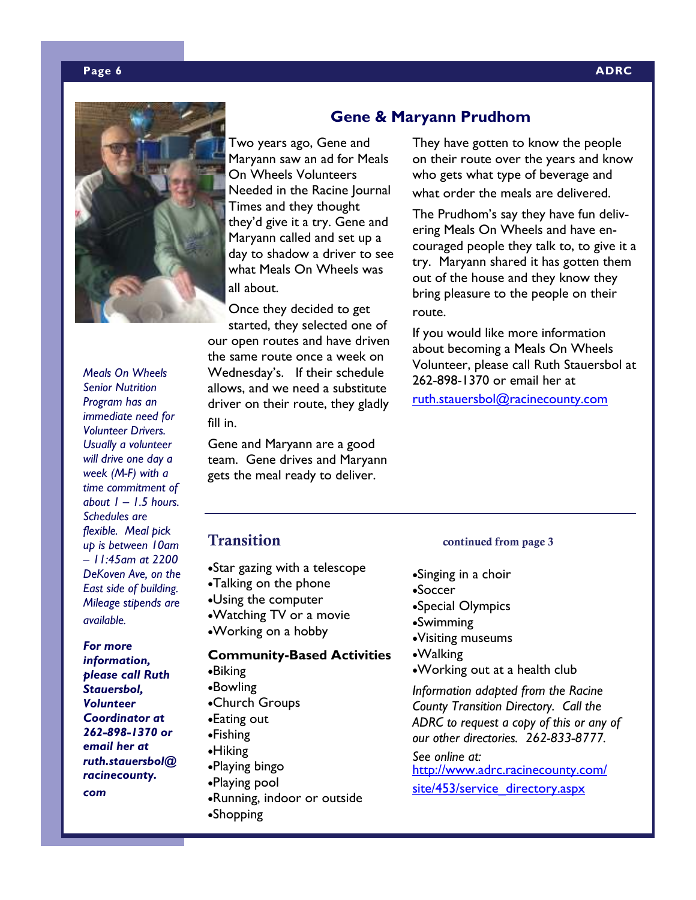## Gene & Maryann Prudhom

Two years ago, Gene and Maryann saw an ad for Meals On Wheels Volunteers Needed in the Racine Journal Times and they thought they'd give it a try. Gene and Maryann called and set up a day to shadow a driver to see what Meals On Wheels was all about.

Once they decided to get started, they selected one of our open routes and have driven the same route once a week on Wednesday's. If their schedule allows, and we need a substitute driver on their route, they gladly fill in.

Gene and Maryann are a good team. Gene drives and Maryann gets the meal ready to deliver.

They have gotten to know the people on their route over the years and know who gets what type of beverage and what order the meals are delivered.

The Prudhom's say they have fun delivering Meals On Wheels and have encouraged people they talk to, to give it a try. Maryann shared it has gotten them out of the house and they know they bring pleasure to the people on their route.

If you would like more information about becoming a Meals On Wheels Volunteer, please call Ruth Stauersbol at 262-898-1370 or email her at ruth.stauersbol@racinecounty.com

*Meals On Wheels Senior Nutrition Program has an immediate need for Volunteer Drivers. Usually a volunteer will drive one day a week (M-F) with a time commitment of about 1 – 1.5 hours. Schedules are flexible. Meal pick up is between 10am – 11:45am at 2200 DeKoven Ave, on the East side of building. Mileage stipends are available.*

***For more information, please call Ruth Stauersbol, Volunteer Coordinator at 262-898-1370 or email her at ruth.stauersbol@racinecounty.com***

## Transition

continued from page 3

- Star gazing with a telescope
- Talking on the phone
- Using the computer
- Watching TV or a movie
- Working on a hobby

**Community-Based Activities**

- Biking
- Bowling
- Church Groups
- Eating out
- Fishing
- Hiking
- Playing bingo
- Playing pool
- Running, indoor or outside
- Shopping
- Singing in a choir
- Soccer
- Special Olympics
- Swimming
- Visiting museums
- Walking
- Working out at a health club

*Information adapted from the Racine County Transition Directory. Call the ADRC to request a copy of this or any of our other directories. 262-833-8777.*

*See online at:* http://www.adrc.racinecounty.com/site/453/service_directory.aspx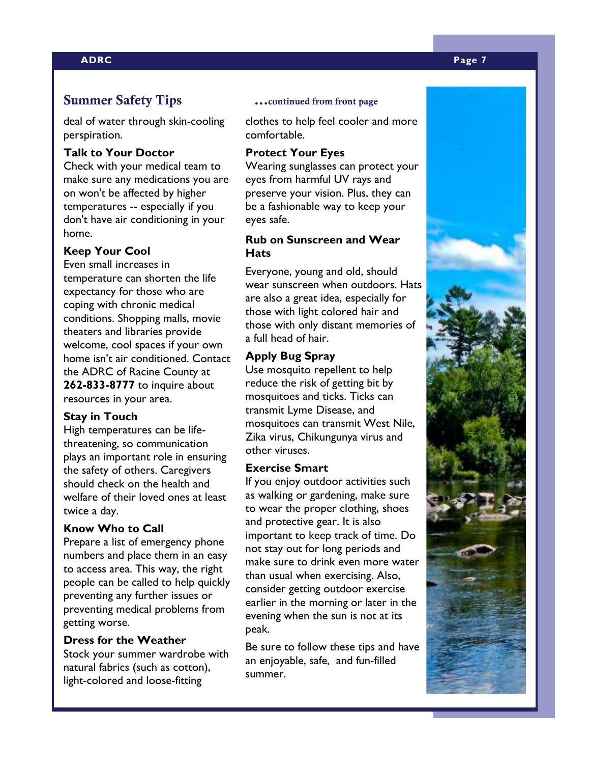## Summer Safety Tips

*...continued from front page*

deal of water through skin-cooling perspiration.

**Talk to Your Doctor**
Check with your medical team to make sure any medications you are on won't be affected by higher temperatures -- especially if you don't have air conditioning in your home.

**Keep Your Cool**
Even small increases in temperature can shorten the life expectancy for those who are coping with chronic medical conditions. Shopping malls, movie theaters and libraries provide welcome, cool spaces if your own home isn't air conditioned. Contact the ADRC of Racine County at **262-833-8777** to inquire about resources in your area.

**Stay in Touch**
High temperatures can be life-threatening, so communication plays an important role in ensuring the safety of others. Caregivers should check on the health and welfare of their loved ones at least twice a day.

**Know Who to Call**
Prepare a list of emergency phone numbers and place them in an easy to access area. This way, the right people can be called to help quickly preventing any further issues or preventing medical problems from getting worse.

**Dress for the Weather**
Stock your summer wardrobe with natural fabrics (such as cotton), light-colored and loose-fitting clothes to help feel cooler and more comfortable.

**Protect Your Eyes**
Wearing sunglasses can protect your eyes from harmful UV rays and preserve your vision. Plus, they can be a fashionable way to keep your eyes safe.

**Rub on Sunscreen and Wear Hats**

Everyone, young and old, should wear sunscreen when outdoors. Hats are also a great idea, especially for those with light colored hair and those with only distant memories of a full head of hair.

**Apply Bug Spray**
Use mosquito repellent to help reduce the risk of getting bit by mosquitoes and ticks. Ticks can transmit Lyme Disease, and mosquitoes can transmit West Nile, Zika virus, Chikungunya virus and other viruses.

**Exercise Smart**
If you enjoy outdoor activities such as walking or gardening, make sure to wear the proper clothing, shoes and protective gear. It is also important to keep track of time. Do not stay out for long periods and make sure to drink even more water than usual when exercising. Also, consider getting outdoor exercise earlier in the morning or later in the evening when the sun is not at its peak.

Be sure to follow these tips and have an enjoyable, safe, and fun-filled summer.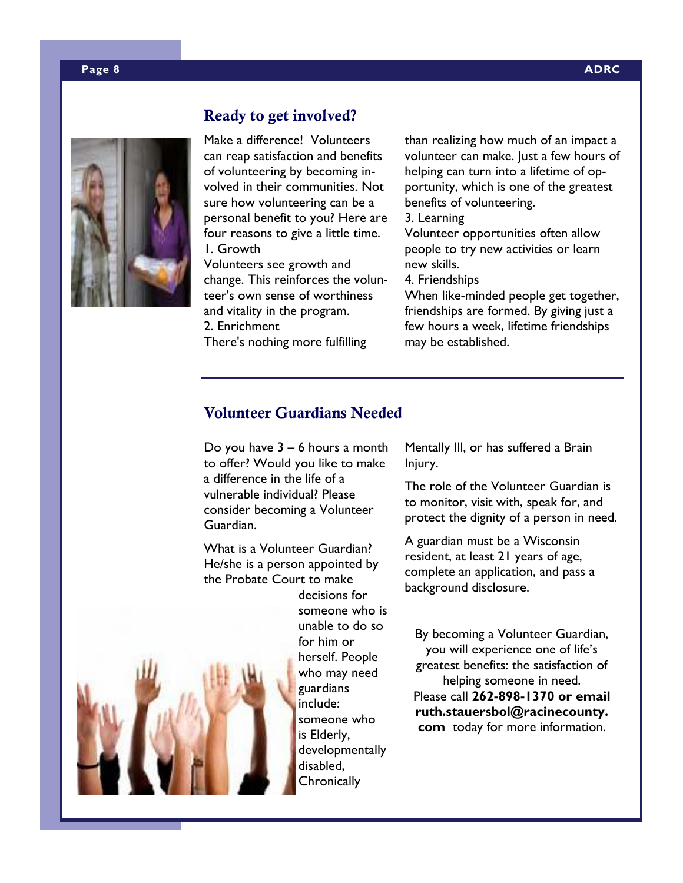## Ready to get involved?

Make a difference! Volunteers can reap satisfaction and benefits of volunteering by becoming involved in their communities. Not sure how volunteering can be a personal benefit to you? Here are four reasons to give a little time.

1. Growth

Volunteers see growth and change. This reinforces the volunteer's own sense of worthiness and vitality in the program.

2. Enrichment

There's nothing more fulfilling than realizing how much of an impact a volunteer can make. Just a few hours of helping can turn into a lifetime of opportunity, which is one of the greatest benefits of volunteering.

3. Learning

Volunteer opportunities often allow people to try new activities or learn new skills.

4. Friendships

When like-minded people get together, friendships are formed. By giving just a few hours a week, lifetime friendships may be established.

---

## Volunteer Guardians Needed

Do you have 3 – 6 hours a month to offer? Would you like to make a difference in the life of a vulnerable individual? Please consider becoming a Volunteer Guardian.

What is a Volunteer Guardian? He/she is a person appointed by the Probate Court to make decisions for someone who is unable to do so for him or herself. People who may need guardians include: someone who is Elderly, developmentally disabled, Chronically Mentally Ill, or has suffered a Brain Injury.

The role of the Volunteer Guardian is to monitor, visit with, speak for, and protect the dignity of a person in need.

A guardian must be a Wisconsin resident, at least 21 years of age, complete an application, and pass a background disclosure.

By becoming a Volunteer Guardian, you will experience one of life's greatest benefits: the satisfaction of helping someone in need. Please call **262-898-1370 or email ruth.stauersbol@racinecounty.com** today for more information.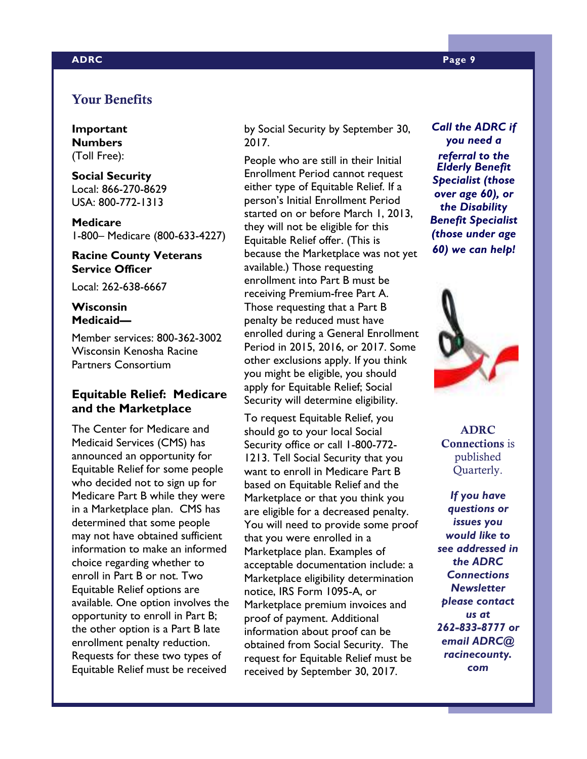## Your Benefits

**Important Numbers** (Toll Free):

**Social Security**
Local: 866-270-8629
USA: 800-772-1313

**Medicare**
1-800– Medicare (800-633-4227)

**Racine County Veterans Service Officer**

Local: 262-638-6667

**Wisconsin Medicaid—**

Member services: 800-362-3002
Wisconsin Kenosha Racine Partners Consortium

### Equitable Relief: Medicare and the Marketplace

The Center for Medicare and Medicaid Services (CMS) has announced an opportunity for Equitable Relief for some people who decided not to sign up for Medicare Part B while they were in a Marketplace plan. CMS has determined that some people may not have obtained sufficient information to make an informed choice regarding whether to enroll in Part B or not. Two Equitable Relief options are available. One option involves the opportunity to enroll in Part B; the other option is a Part B late enrollment penalty reduction. Requests for these two types of Equitable Relief must be received by Social Security by September 30, 2017.

People who are still in their Initial Enrollment Period cannot request either type of Equitable Relief. If a person's Initial Enrollment Period started on or before March 1, 2013, they will not be eligible for this Equitable Relief offer. (This is because the Marketplace was not yet available.) Those requesting enrollment into Part B must be receiving Premium-free Part A. Those requesting that a Part B penalty be reduced must have enrolled during a General Enrollment Period in 2015, 2016, or 2017. Some other exclusions apply. If you think you might be eligible, you should apply for Equitable Relief; Social Security will determine eligibility.

To request Equitable Relief, you should go to your local Social Security office or call 1-800-772-1213. Tell Social Security that you want to enroll in Medicare Part B based on Equitable Relief and the Marketplace or that you think you are eligible for a decreased penalty. You will need to provide some proof that you were enrolled in a Marketplace plan. Examples of acceptable documentation include: a Marketplace eligibility determination notice, IRS Form 1095-A, or Marketplace premium invoices and proof of payment. Additional information about proof can be obtained from Social Security. The request for Equitable Relief must be received by September 30, 2017.

***Call the ADRC if you need a referral to the Elderly Benefit Specialist (those over age 60), or the Disability Benefit Specialist (those under age 60) we can help!***

**ADRC Connections** is published Quarterly.

***If you have questions or issues you would like to see addressed in the ADRC Connections Newsletter please contact us at 262-833-8777 or email ADRC@racinecounty.com***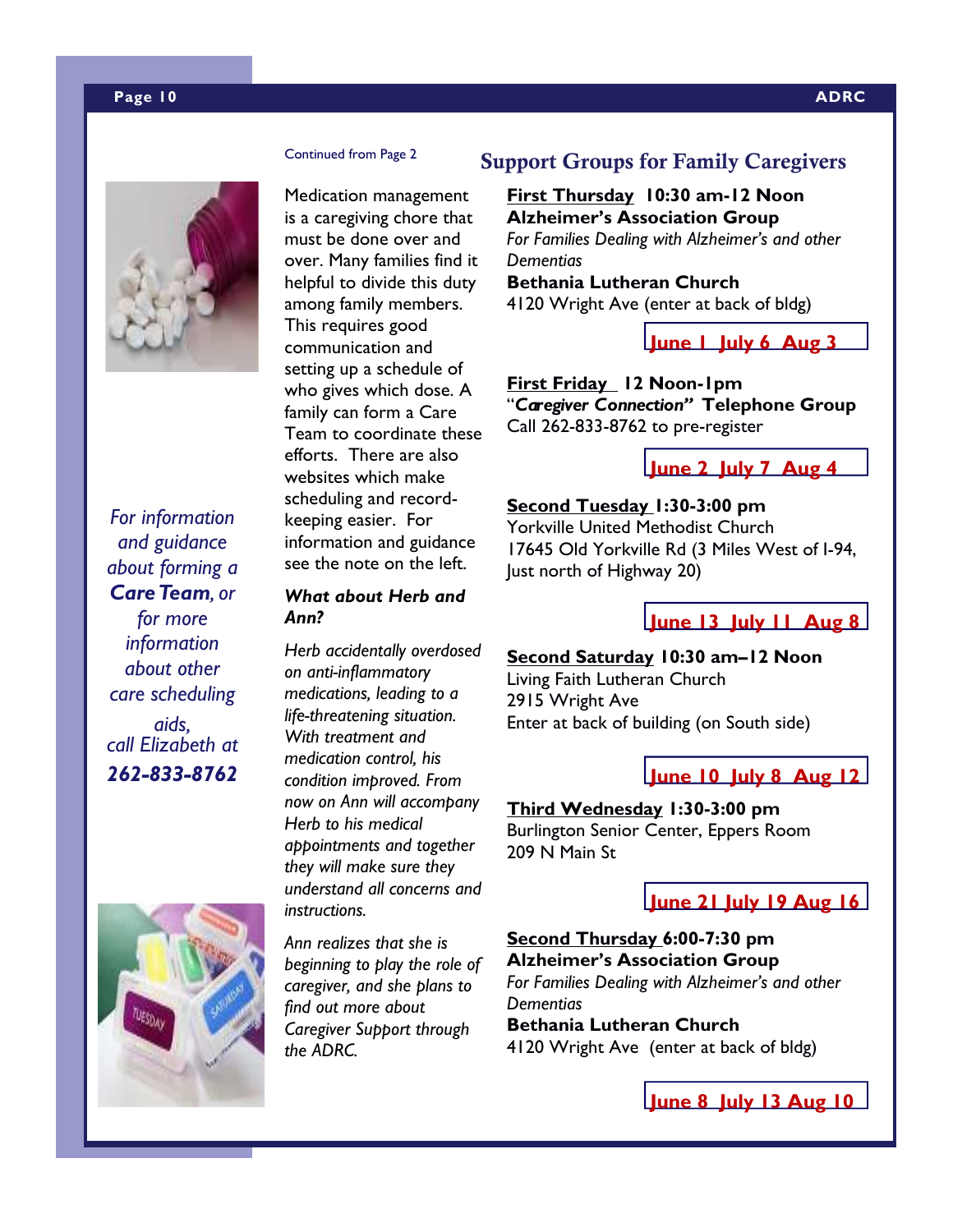*For information and guidance about forming a **Care Team**, or for more information about other care scheduling aids, call Elizabeth at **262-833-8762***

Continued from Page 2

Medication management is a caregiving chore that must be done over and over. Many families find it helpful to divide this duty among family members. This requires good communication and setting up a schedule of who gives which dose. A family can form a Care Team to coordinate these efforts. There are also websites which make scheduling and record-keeping easier. For information and guidance see the note on the left.

***What about Herb and Ann?***

*Herb accidentally overdosed on anti-inflammatory medications, leading to a life-threatening situation. With treatment and medication control, his condition improved. From now on Ann will accompany Herb to his medical appointments and together they will make sure they understand all concerns and instructions.*

*Ann realizes that she is beginning to play the role of caregiver, and she plans to find out more about Caregiver Support through the ADRC.*

## Support Groups for Family Caregivers

**First Thursday 10:30 am-12 Noon**
**Alzheimer's Association Group**
*For Families Dealing with Alzheimer's and other Dementias*
**Bethania Lutheran Church**
4120 Wright Ave (enter at back of bldg)

**June 1 July 6 Aug 3**

**First Friday 12 Noon-1pm**
"***Caregiver Connection"* Telephone Group**
Call 262-833-8762 to pre-register

**June 2 July 7 Aug 4**

**Second Tuesday 1:30-3:00 pm**
Yorkville United Methodist Church
17645 Old Yorkville Rd (3 Miles West of I-94, Just north of Highway 20)

**June 13 July 11 Aug 8**

**Second Saturday 10:30 am–12 Noon**
Living Faith Lutheran Church
2915 Wright Ave
Enter at back of building (on South side)

**June 10 July 8 Aug 12**

**Third Wednesday 1:30-3:00 pm**
Burlington Senior Center, Eppers Room
209 N Main St

**June 21 July 19 Aug 16**

**Second Thursday 6:00-7:30 pm**
**Alzheimer's Association Group**
*For Families Dealing with Alzheimer's and other Dementias*
**Bethania Lutheran Church**
4120 Wright Ave (enter at back of bldg)

**June 8 July 13 Aug 10**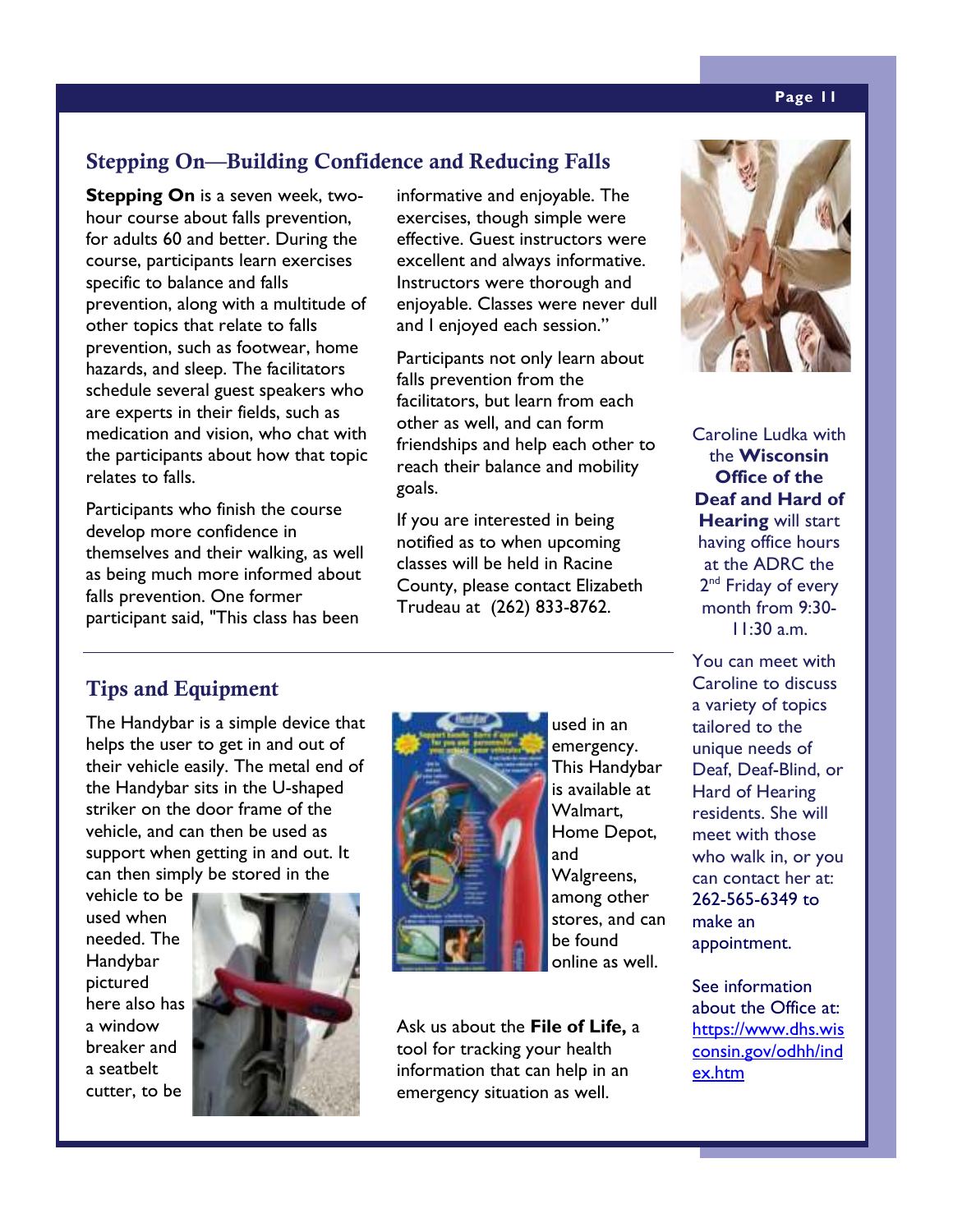## Stepping On—Building Confidence and Reducing Falls

**Stepping On** is a seven week, two-hour course about falls prevention, for adults 60 and better. During the course, participants learn exercises specific to balance and falls prevention, along with a multitude of other topics that relate to falls prevention, such as footwear, home hazards, and sleep. The facilitators schedule several guest speakers who are experts in their fields, such as medication and vision, who chat with the participants about how that topic relates to falls.

Participants who finish the course develop more confidence in themselves and their walking, as well as being much more informed about falls prevention. One former participant said, "This class has been informative and enjoyable. The exercises, though simple were effective. Guest instructors were excellent and always informative. Instructors were thorough and enjoyable. Classes were never dull and I enjoyed each session."

Participants not only learn about falls prevention from the facilitators, but learn from each other as well, and can form friendships and help each other to reach their balance and mobility goals.

If you are interested in being notified as to when upcoming classes will be held in Racine County, please contact Elizabeth Trudeau at (262) 833-8762.

## Tips and Equipment

The Handybar is a simple device that helps the user to get in and out of their vehicle easily. The metal end of the Handybar sits in the U-shaped striker on the door frame of the vehicle, and can then be used as support when getting in and out. It can then simply be stored in the vehicle to be used when needed. The Handybar pictured here also has a window breaker and a seatbelt cutter, to be used in an emergency. This Handybar is available at Walmart, Home Depot, and Walgreens, among other stores, and can be found online as well.

Ask us about the **File of Life,** a tool for tracking your health information that can help in an emergency situation as well.

Caroline Ludka with the **Wisconsin Office of the Deaf and Hard of Hearing** will start having office hours at the ADRC the 2nd Friday of every month from 9:30-11:30 a.m.

You can meet with Caroline to discuss a variety of topics tailored to the unique needs of Deaf, Deaf-Blind, or Hard of Hearing residents. She will meet with those who walk in, or you can contact her at: 262-565-6349 to make an appointment.

See information about the Office at: https://www.dhs.wisconsin.gov/odhh/index.htm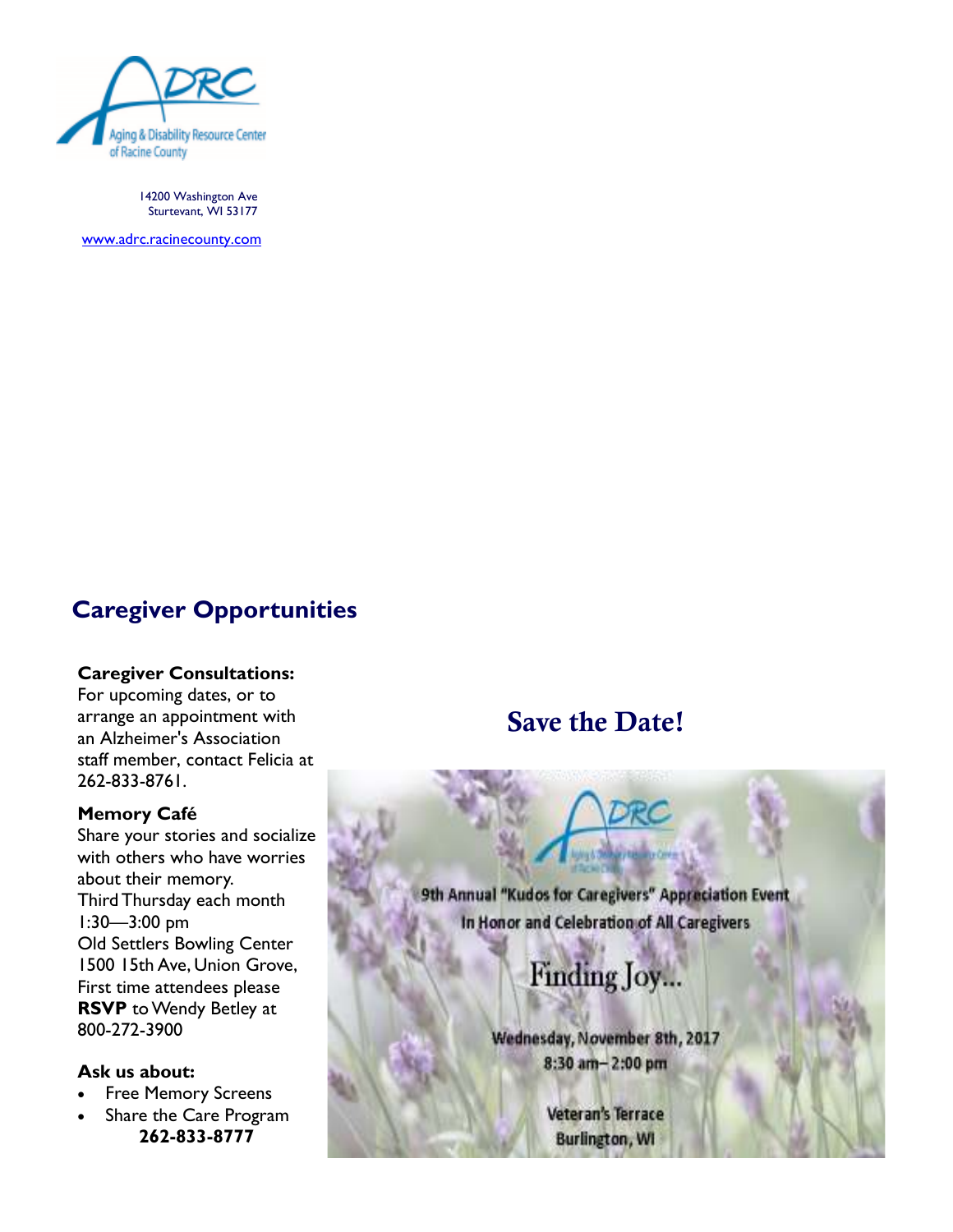Aging & Disability Resource Center of Racine County

14200 Washington Ave
Sturtevant, WI 53177

www.adrc.racinecounty.com

## Caregiver Opportunities

**Caregiver Consultations:**
For upcoming dates, or to arrange an appointment with an Alzheimer's Association staff member, contact Felicia at 262-833-8761.

**Memory Café**
Share your stories and socialize with others who have worries about their memory.
Third Thursday each month
1:30—3:00 pm
Old Settlers Bowling Center
1500 15th Ave, Union Grove,
First time attendees please **RSVP** to Wendy Betley at 800-272-3900

**Ask us about:**

- Free Memory Screens
- Share the Care Program

**262-833-8777**

## Save the Date!

9th Annual "Kudos for Caregivers" Appreciation Event
In Honor and Celebration of All Caregivers

Finding Joy...

Wednesday, November 8th, 2017
8:30 am– 2:00 pm

Veteran's Terrace
Burlington, WI